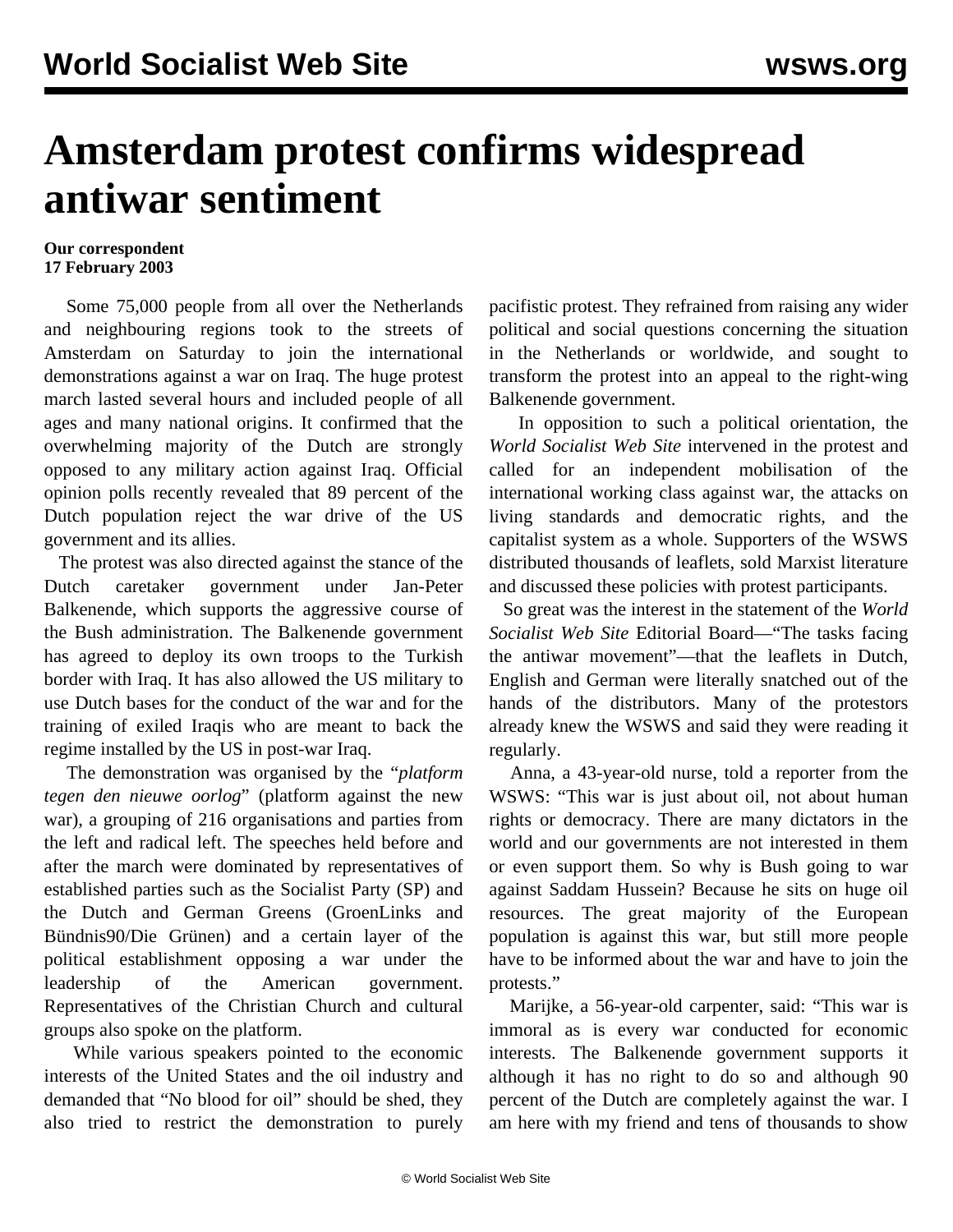# Amsterdam protest confirms widespread antiwar sentiment

**Our correspondent**
**17 February 2003**

Some 75,000 people from all over the Netherlands and neighbouring regions took to the streets of Amsterdam on Saturday to join the international demonstrations against a war on Iraq. The huge protest march lasted several hours and included people of all ages and many national origins. It confirmed that the overwhelming majority of the Dutch are strongly opposed to any military action against Iraq. Official opinion polls recently revealed that 89 percent of the Dutch population reject the war drive of the US government and its allies.

The protest was also directed against the stance of the Dutch caretaker government under Jan-Peter Balkenende, which supports the aggressive course of the Bush administration. The Balkenende government has agreed to deploy its own troops to the Turkish border with Iraq. It has also allowed the US military to use Dutch bases for the conduct of the war and for the training of exiled Iraqis who are meant to back the regime installed by the US in post-war Iraq.

The demonstration was organised by the "*platform tegen den nieuwe oorlog*" (platform against the new war), a grouping of 216 organisations and parties from the left and radical left. The speeches held before and after the march were dominated by representatives of established parties such as the Socialist Party (SP) and the Dutch and German Greens (GroenLinks and Bündnis90/Die Grünen) and a certain layer of the political establishment opposing a war under the leadership of the American government. Representatives of the Christian Church and cultural groups also spoke on the platform.

While various speakers pointed to the economic interests of the United States and the oil industry and demanded that "No blood for oil" should be shed, they also tried to restrict the demonstration to purely pacifistic protest. They refrained from raising any wider political and social questions concerning the situation in the Netherlands or worldwide, and sought to transform the protest into an appeal to the right-wing Balkenende government.

In opposition to such a political orientation, the *World Socialist Web Site* intervened in the protest and called for an independent mobilisation of the international working class against war, the attacks on living standards and democratic rights, and the capitalist system as a whole. Supporters of the WSWS distributed thousands of leaflets, sold Marxist literature and discussed these policies with protest participants.

So great was the interest in the statement of the *World Socialist Web Site* Editorial Board—"The tasks facing the antiwar movement"—that the leaflets in Dutch, English and German were literally snatched out of the hands of the distributors. Many of the protestors already knew the WSWS and said they were reading it regularly.

Anna, a 43-year-old nurse, told a reporter from the WSWS: "This war is just about oil, not about human rights or democracy. There are many dictators in the world and our governments are not interested in them or even support them. So why is Bush going to war against Saddam Hussein? Because he sits on huge oil resources. The great majority of the European population is against this war, but still more people have to be informed about the war and have to join the protests."

Marijke, a 56-year-old carpenter, said: "This war is immoral as is every war conducted for economic interests. The Balkenende government supports it although it has no right to do so and although 90 percent of the Dutch are completely against the war. I am here with my friend and tens of thousands to show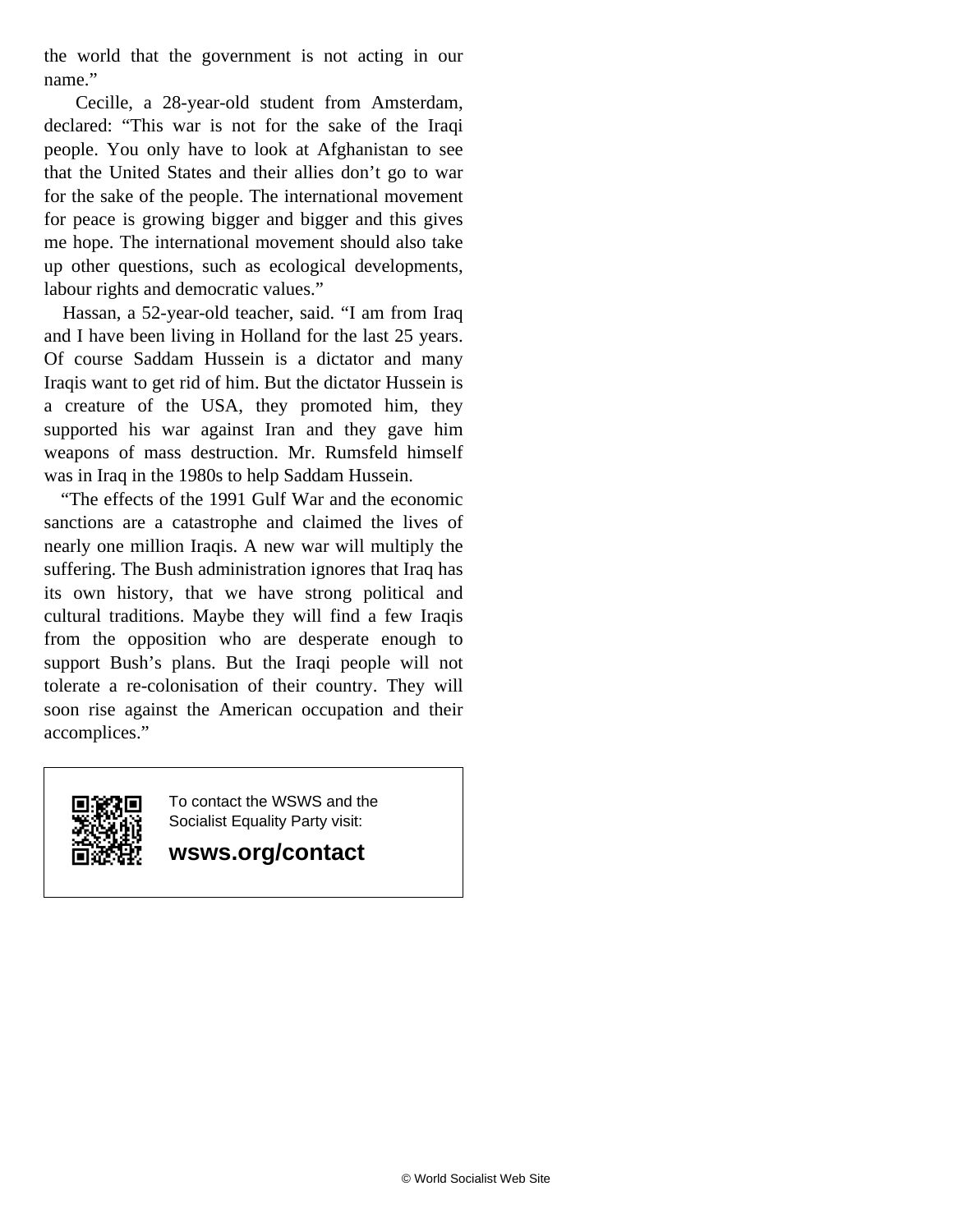the world that the government is not acting in our name."

Cecille, a 28-year-old student from Amsterdam, declared: "This war is not for the sake of the Iraqi people. You only have to look at Afghanistan to see that the United States and their allies don't go to war for the sake of the people. The international movement for peace is growing bigger and bigger and this gives me hope. The international movement should also take up other questions, such as ecological developments, labour rights and democratic values."

Hassan, a 52-year-old teacher, said. "I am from Iraq and I have been living in Holland for the last 25 years. Of course Saddam Hussein is a dictator and many Iraqis want to get rid of him. But the dictator Hussein is a creature of the USA, they promoted him, they supported his war against Iran and they gave him weapons of mass destruction. Mr. Rumsfeld himself was in Iraq in the 1980s to help Saddam Hussein.

"The effects of the 1991 Gulf War and the economic sanctions are a catastrophe and claimed the lives of nearly one million Iraqis. A new war will multiply the suffering. The Bush administration ignores that Iraq has its own history, that we have strong political and cultural traditions. Maybe they will find a few Iraqis from the opposition who are desperate enough to support Bush's plans. But the Iraqi people will not tolerate a re-colonisation of their country. They will soon rise against the American occupation and their accomplices."

To contact the WSWS and the Socialist Equality Party visit:

**wsws.org/contact**